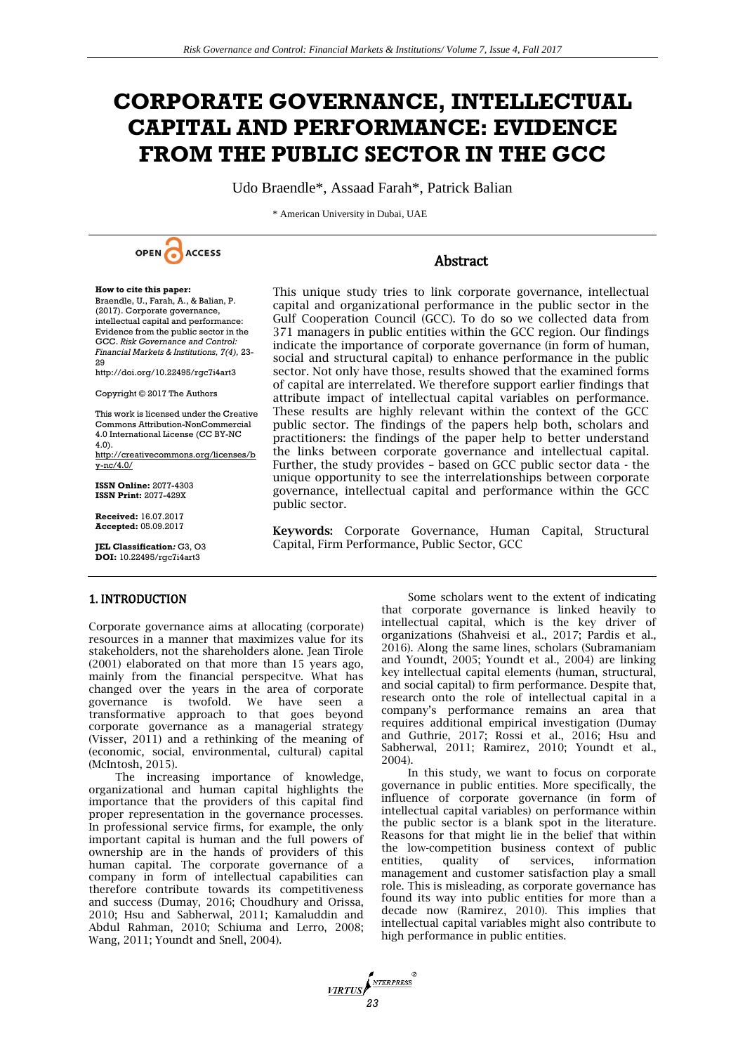# CORPORATE GOVERNANCE, INTELLECTUAL CAPITAL AND PERFORMANCE: EVIDENCE FROM THE PUBLIC SECTOR IN THE GCC

Udo Braendle*, Assaad Farah*, Patrick Balian

* American University in Dubai, UAE

**How to cite this paper:** Braendle, U., Farah, A., & Balian, P. (2017). Corporate governance, intellectual capital and performance: Evidence from the public sector in the GCC. *Risk Governance and Control: Financial Markets & Institutions, 7(4),* 23-29
http://doi.org/10.22495/rgc7i4art3

Copyright © 2017 The Authors

This work is licensed under the Creative Commons Attribution-NonCommercial 4.0 International License (CC BY-NC 4.0).
http://creativecommons.org/licenses/by-nc/4.0/

**ISSN Online:** 2077-4303
**ISSN Print:** 2077-429X

**Received:** 16.07.2017
**Accepted:** 05.09.2017

**JEL Classification:** G3, O3
**DOI:** 10.22495/rgc7i4art3

## Abstract

This unique study tries to link corporate governance, intellectual capital and organizational performance in the public sector in the Gulf Cooperation Council (GCC). To do so we collected data from 371 managers in public entities within the GCC region. Our findings indicate the importance of corporate governance (in form of human, social and structural capital) to enhance performance in the public sector. Not only have those, results showed that the examined forms of capital are interrelated. We therefore support earlier findings that attribute impact of intellectual capital variables on performance. These results are highly relevant within the context of the GCC public sector. The findings of the papers help both, scholars and practitioners: the findings of the paper help to better understand the links between corporate governance and intellectual capital. Further, the study provides – based on GCC public sector data - the unique opportunity to see the interrelationships between corporate governance, intellectual capital and performance within the GCC public sector.

**Keywords:** Corporate Governance, Human Capital, Structural Capital, Firm Performance, Public Sector, GCC

## 1. INTRODUCTION

Corporate governance aims at allocating (corporate) resources in a manner that maximizes value for its stakeholders, not the shareholders alone. Jean Tirole (2001) elaborated on that more than 15 years ago, mainly from the financial perspecitve. What has changed over the years in the area of corporate governance is twofold. We have seen a transformative approach to that goes beyond corporate governance as a managerial strategy (Visser, 2011) and a rethinking of the meaning of (economic, social, environmental, cultural) capital (McIntosh, 2015).

The increasing importance of knowledge, organizational and human capital highlights the importance that the providers of this capital find proper representation in the governance processes. In professional service firms, for example, the only important capital is human and the full powers of ownership are in the hands of providers of this human capital. The corporate governance of a company in form of intellectual capabilities can therefore contribute towards its competitiveness and success (Dumay, 2016; Choudhury and Orissa, 2010; Hsu and Sabherwal, 2011; Kamaluddin and Abdul Rahman, 2010; Schiuma and Lerro, 2008; Wang, 2011; Youndt and Snell, 2004).

Some scholars went to the extent of indicating that corporate governance is linked heavily to intellectual capital, which is the key driver of organizations (Shahveisi et al., 2017; Pardis et al., 2016). Along the same lines, scholars (Subramaniam and Youndt, 2005; Youndt et al., 2004) are linking key intellectual capital elements (human, structural, and social capital) to firm performance. Despite that, research onto the role of intellectual capital in a company's performance remains an area that requires additional empirical investigation (Dumay and Guthrie, 2017; Rossi et al., 2016; Hsu and Sabherwal, 2011; Ramirez, 2010; Youndt et al., 2004).

In this study, we want to focus on corporate governance in public entities. More specifically, the influence of corporate governance (in form of intellectual capital variables) on performance within the public sector is a blank spot in the literature. Reasons for that might lie in the belief that within the low-competition business context of public entities, quality of services, information management and customer satisfaction play a small role. This is misleading, as corporate governance has found its way into public entities for more than a decade now (Ramirez, 2010). This implies that intellectual capital variables might also contribute to high performance in public entities.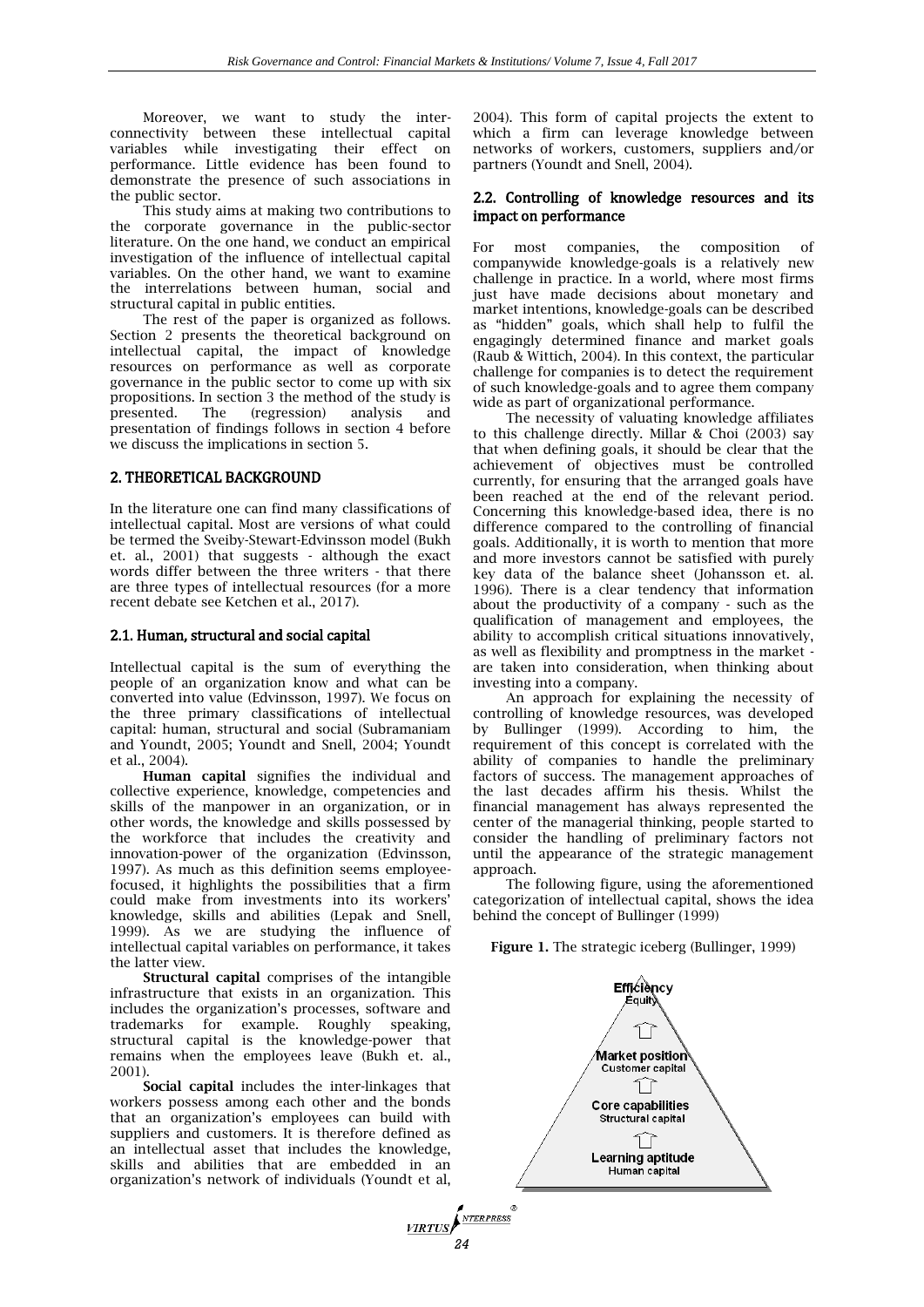Moreover, we want to study the inter-connectivity between these intellectual capital variables while investigating their effect on performance. Little evidence has been found to demonstrate the presence of such associations in the public sector.

This study aims at making two contributions to the corporate governance in the public-sector literature. On the one hand, we conduct an empirical investigation of the influence of intellectual capital variables. On the other hand, we want to examine the interrelations between human, social and structural capital in public entities.

The rest of the paper is organized as follows. Section 2 presents the theoretical background on intellectual capital, the impact of knowledge resources on performance as well as corporate governance in the public sector to come up with six propositions. In section 3 the method of the study is presented. The (regression) analysis and presentation of findings follows in section 4 before we discuss the implications in section 5.

## 2. THEORETICAL BACKGROUND

In the literature one can find many classifications of intellectual capital. Most are versions of what could be termed the Sveiby-Stewart-Edvinsson model (Bukh et. al., 2001) that suggests - although the exact words differ between the three writers - that there are three types of intellectual resources (for a more recent debate see Ketchen et al., 2017).

### 2.1. Human, structural and social capital

Intellectual capital is the sum of everything the people of an organization know and what can be converted into value (Edvinsson, 1997). We focus on the three primary classifications of intellectual capital: human, structural and social (Subramaniam and Youndt, 2005; Youndt and Snell, 2004; Youndt et al., 2004).

**Human capital** signifies the individual and collective experience, knowledge, competencies and skills of the manpower in an organization, or in other words, the knowledge and skills possessed by the workforce that includes the creativity and innovation-power of the organization (Edvinsson, 1997). As much as this definition seems employee-focused, it highlights the possibilities that a firm could make from investments into its workers' knowledge, skills and abilities (Lepak and Snell, 1999). As we are studying the influence of intellectual capital variables on performance, it takes the latter view.

**Structural capital** comprises of the intangible infrastructure that exists in an organization. This includes the organization's processes, software and trademarks for example. Roughly speaking, structural capital is the knowledge-power that remains when the employees leave (Bukh et. al., 2001).

**Social capital** includes the inter-linkages that workers possess among each other and the bonds that an organization's employees can build with suppliers and customers. It is therefore defined as an intellectual asset that includes the knowledge, skills and abilities that are embedded in an organization's network of individuals (Youndt et al, 2004). This form of capital projects the extent to which a firm can leverage knowledge between networks of workers, customers, suppliers and/or partners (Youndt and Snell, 2004).

### 2.2. Controlling of knowledge resources and its impact on performance

For most companies, the composition of companywide knowledge-goals is a relatively new challenge in practice. In a world, where most firms just have made decisions about monetary and market intentions, knowledge-goals can be described as "hidden" goals, which shall help to fulfil the engagingly determined finance and market goals (Raub & Wittich, 2004). In this context, the particular challenge for companies is to detect the requirement of such knowledge-goals and to agree them company wide as part of organizational performance.

The necessity of valuating knowledge affiliates to this challenge directly. Millar & Choi (2003) say that when defining goals, it should be clear that the achievement of objectives must be controlled currently, for ensuring that the arranged goals have been reached at the end of the relevant period. Concerning this knowledge-based idea, there is no difference compared to the controlling of financial goals. Additionally, it is worth to mention that more and more investors cannot be satisfied with purely key data of the balance sheet (Johansson et. al. 1996). There is a clear tendency that information about the productivity of a company - such as the qualification of management and employees, the ability to accomplish critical situations innovatively, as well as flexibility and promptness in the market - are taken into consideration, when thinking about investing into a company.

An approach for explaining the necessity of controlling of knowledge resources, was developed by Bullinger (1999). According to him, the requirement of this concept is correlated with the ability of companies to handle the preliminary factors of success. The management approaches of the last decades affirm his thesis. Whilst the financial management has always represented the center of the managerial thinking, people started to consider the handling of preliminary factors not until the appearance of the strategic management approach.

The following figure, using the aforementioned categorization of intellectual capital, shows the idea behind the concept of Bullinger (1999)

**Figure 1.** The strategic iceberg (Bullinger, 1999)

Efficiency
Equity

Market position
Customer capital

Core capabilities
Structural capital

Learning aptitude
Human capital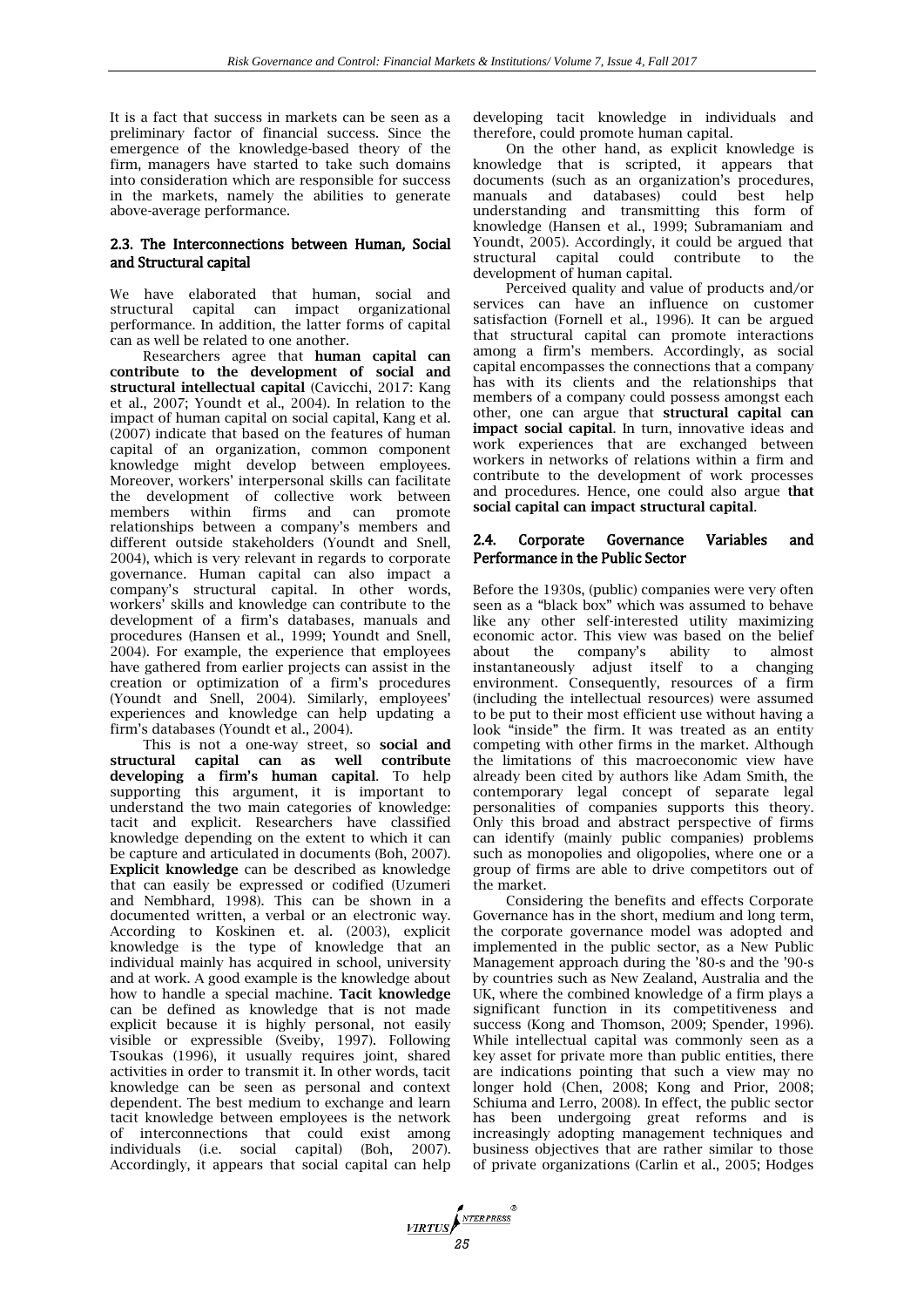It is a fact that success in markets can be seen as a preliminary factor of financial success. Since the emergence of the knowledge-based theory of the firm, managers have started to take such domains into consideration which are responsible for success in the markets, namely the abilities to generate above-average performance.

## 2.3. The Interconnections between Human, Social and Structural capital

We have elaborated that human, social and structural capital can impact organizational performance. In addition, the latter forms of capital can as well be related to one another.

Researchers agree that **human capital can contribute to the development of social and structural intellectual capital** (Cavicchi, 2017: Kang et al., 2007; Youndt et al., 2004). In relation to the impact of human capital on social capital, Kang et al. (2007) indicate that based on the features of human capital of an organization, common component knowledge might develop between employees. Moreover, workers' interpersonal skills can facilitate the development of collective work between members within firms and can promote relationships between a company's members and different outside stakeholders (Youndt and Snell, 2004), which is very relevant in regards to corporate governance. Human capital can also impact a company's structural capital. In other words, workers' skills and knowledge can contribute to the development of a firm's databases, manuals and procedures (Hansen et al., 1999; Youndt and Snell, 2004). For example, the experience that employees have gathered from earlier projects can assist in the creation or optimization of a firm's procedures (Youndt and Snell, 2004). Similarly, employees' experiences and knowledge can help updating a firm's databases (Youndt et al., 2004).

This is not a one-way street, so **social and structural capital can as well contribute developing a firm's human capital**. To help supporting this argument, it is important to understand the two main categories of knowledge: tacit and explicit. Researchers have classified knowledge depending on the extent to which it can be capture and articulated in documents (Boh, 2007). **Explicit knowledge** can be described as knowledge that can easily be expressed or codified (Uzumeri and Nembhard, 1998). This can be shown in a documented written, a verbal or an electronic way. According to Koskinen et. al. (2003), explicit knowledge is the type of knowledge that an individual mainly has acquired in school, university and at work. A good example is the knowledge about how to handle a special machine. **Tacit knowledge** can be defined as knowledge that is not made explicit because it is highly personal, not easily visible or expressible (Sveiby, 1997). Following Tsoukas (1996), it usually requires joint, shared activities in order to transmit it. In other words, tacit knowledge can be seen as personal and context dependent. The best medium to exchange and learn tacit knowledge between employees is the network of interconnections that could exist among individuals (i.e. social capital) (Boh, 2007). Accordingly, it appears that social capital can help developing tacit knowledge in individuals and therefore, could promote human capital.

On the other hand, as explicit knowledge is knowledge that is scripted, it appears that documents (such as an organization's procedures, manuals and databases) could best help understanding and transmitting this form of knowledge (Hansen et al., 1999; Subramaniam and Youndt, 2005). Accordingly, it could be argued that structural capital could contribute to the development of human capital.

Perceived quality and value of products and/or services can have an influence on customer satisfaction (Fornell et al., 1996). It can be argued that structural capital can promote interactions among a firm's members. Accordingly, as social capital encompasses the connections that a company has with its clients and the relationships that members of a company could possess amongst each other, one can argue that **structural capital can impact social capital**. In turn, innovative ideas and work experiences that are exchanged between workers in networks of relations within a firm and contribute to the development of work processes and procedures. Hence, one could also argue **that social capital can impact structural capital**.

## 2.4. Corporate Governance Variables and Performance in the Public Sector

Before the 1930s, (public) companies were very often seen as a "black box" which was assumed to behave like any other self-interested utility maximizing economic actor. This view was based on the belief about the company's ability to almost instantaneously adjust itself to a changing environment. Consequently, resources of a firm (including the intellectual resources) were assumed to be put to their most efficient use without having a look "inside" the firm. It was treated as an entity competing with other firms in the market. Although the limitations of this macroeconomic view have already been cited by authors like Adam Smith, the contemporary legal concept of separate legal personalities of companies supports this theory. Only this broad and abstract perspective of firms can identify (mainly public companies) problems such as monopolies and oligopolies, where one or a group of firms are able to drive competitors out of the market.

Considering the benefits and effects Corporate Governance has in the short, medium and long term, the corporate governance model was adopted and implemented in the public sector, as a New Public Management approach during the '80-s and the '90-s by countries such as New Zealand, Australia and the UK, where the combined knowledge of a firm plays a significant function in its competitiveness and success (Kong and Thomson, 2009; Spender, 1996). While intellectual capital was commonly seen as a key asset for private more than public entities, there are indications pointing that such a view may no longer hold (Chen, 2008; Kong and Prior, 2008; Schiuma and Lerro, 2008). In effect, the public sector has been undergoing great reforms and is increasingly adopting management techniques and business objectives that are rather similar to those of private organizations (Carlin et al., 2005; Hodges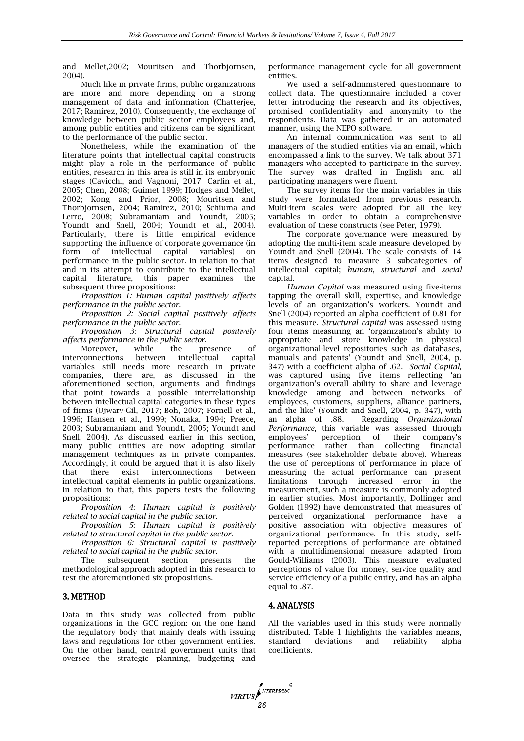and Mellet,2002; Mouritsen and Thorbjornsen, 2004).

Much like in private firms, public organizations are more and more depending on a strong management of data and information (Chatterjee, 2017; Ramirez, 2010). Consequently, the exchange of knowledge between public sector employees and, among public entities and citizens can be significant to the performance of the public sector.

Nonetheless, while the examination of the literature points that intellectual capital constructs might play a role in the performance of public entities, research in this area is still in its embryonic stages (Cavicchi, and Vagnoni, 2017; Carlin et al., 2005; Chen, 2008; Guimet 1999; Hodges and Mellet, 2002; Kong and Prior, 2008; Mouritsen and Thorbjornsen, 2004; Ramirez, 2010; Schiuma and Lerro, 2008; Subramaniam and Youndt, 2005; Youndt and Snell, 2004; Youndt et al., 2004). Particularly, there is little empirical evidence supporting the influence of corporate governance (in form of intellectual capital variables) on performance in the public sector. In relation to that and in its attempt to contribute to the intellectual capital literature, this paper examines the subsequent three propositions:

*Proposition 1: Human capital positively affects performance in the public sector.*

*Proposition 2: Social capital positively affects performance in the public sector.*

*Proposition 3: Structural capital positively affects performance in the public sector.*

Moreover, while the presence of interconnections between intellectual capital variables still needs more research in private companies, there are, as discussed in the aforementioned section, arguments and findings that point towards a possible interrelationship between intellectual capital categories in these types of firms (Ujwary-Gil, 2017; Boh, 2007; Fornell et al., 1996; Hansen et al., 1999; Nonaka, 1994; Preece, 2003; Subramaniam and Youndt, 2005; Youndt and Snell, 2004). As discussed earlier in this section, many public entities are now adopting similar management techniques as in private companies. Accordingly, it could be argued that it is also likely that there exist interconnections between intellectual capital elements in public organizations. In relation to that, this papers tests the following propositions:

*Proposition 4: Human capital is positively related to social capital in the public sector.*

*Proposition 5: Human capital is positively related to structural capital in the public sector.*

*Proposition 6: Structural capital is positively related to social capital in the public sector.*

The subsequent section presents the methodological approach adopted in this research to test the aforementioned six propositions.

## 3. METHOD

Data in this study was collected from public organizations in the GCC region: on the one hand the regulatory body that mainly deals with issuing laws and regulations for other government entities. On the other hand, central government units that oversee the strategic planning, budgeting and performance management cycle for all government entities.

We used a self-administered questionnaire to collect data. The questionnaire included a cover letter introducing the research and its objectives, promised confidentiality and anonymity to the respondents. Data was gathered in an automated manner, using the NEPO software.

An internal communication was sent to all managers of the studied entities via an email, which encompassed a link to the survey. We talk about 371 managers who accepted to participate in the survey. The survey was drafted in English and all participating managers were fluent.

The survey items for the main variables in this study were formulated from previous research. Multi-item scales were adopted for all the key variables in order to obtain a comprehensive evaluation of these constructs (see Peter, 1979).

The corporate governance were measured by adopting the multi-item scale measure developed by Youndt and Snell (2004). The scale consists of 14 items designed to measure 3 subcategories of intellectual capital; *human*, *structural* and *social* capital.

*Human Capital* was measured using five-items tapping the overall skill, expertise, and knowledge levels of an organization's workers. Youndt and Snell (2004) reported an alpha coefficient of 0.81 for this measure. *Structural capital* was assessed using four items measuring an 'organization's ability to appropriate and store knowledge in physical organizational-level repositories such as databases, manuals and patents' (Youndt and Snell, 2004, p. 347) with a coefficient alpha of .62. *Social Capital,* was captured using five items reflecting 'an organization's overall ability to share and leverage knowledge among and between networks of employees, customers, suppliers, alliance partners, and the like' (Youndt and Snell, 2004, p. 347), with an alpha of .88. Regarding *Organizational Performance*, this variable was assessed through employees' perception of their company's performance rather than collecting financial measures (see stakeholder debate above). Whereas the use of perceptions of performance in place of measuring the actual performance can present limitations through increased error in the measurement, such a measure is commonly adopted in earlier studies. Most importantly, Dollinger and Golden (1992) have demonstrated that measures of perceived organizational performance have a positive association with objective measures of organizational performance. In this study, self-reported perceptions of performance are obtained with a multidimensional measure adapted from Gould-Williams (2003). This measure evaluated perceptions of value for money, service quality and service efficiency of a public entity, and has an alpha equal to .87.

## 4. ANALYSIS

All the variables used in this study were normally distributed. Table 1 highlights the variables means, standard deviations and reliability alpha coefficients.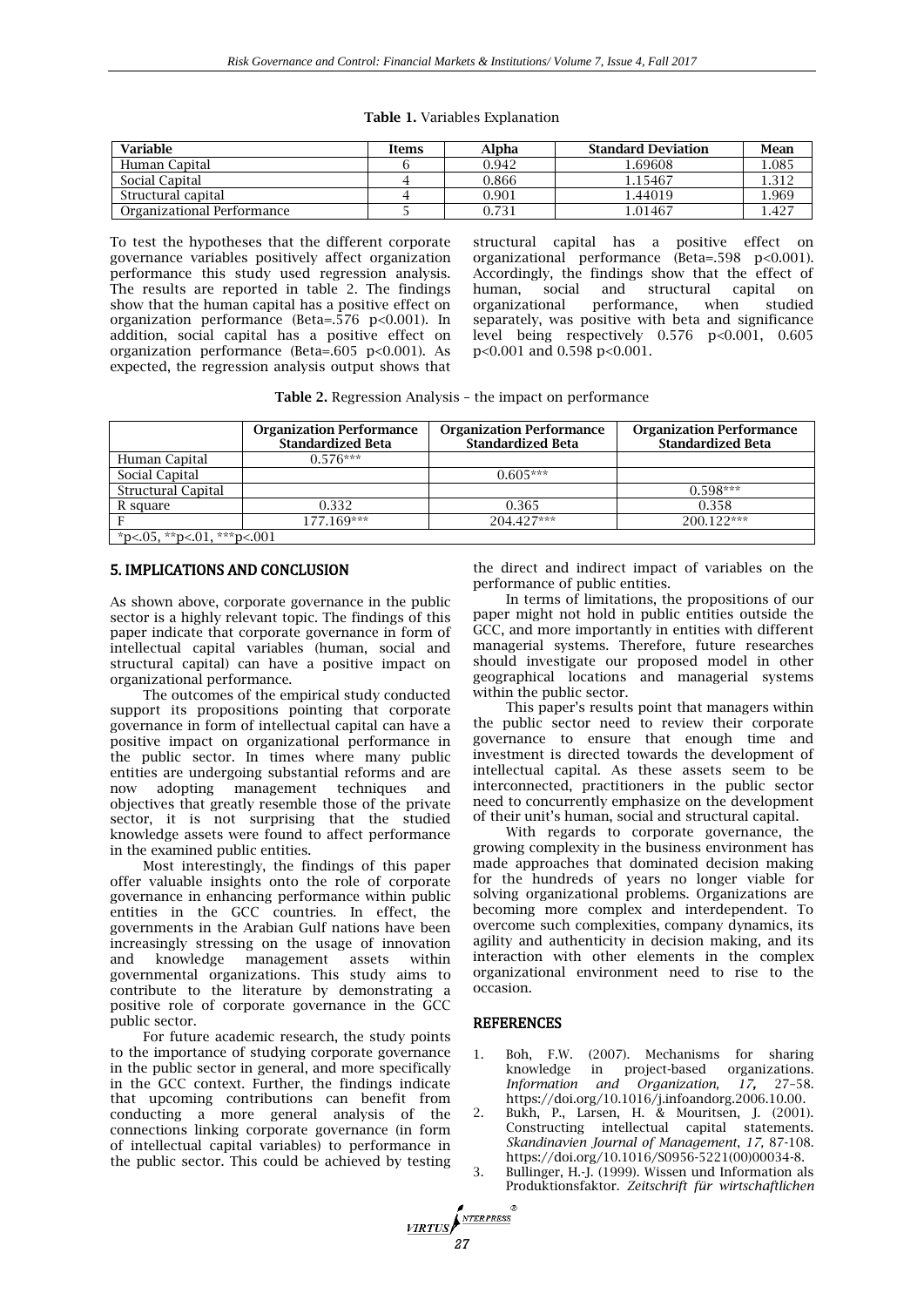**Table 1.** Variables Explanation

| Variable | Items | Alpha | Standard Deviation | Mean |
|---|---|---|---|---|
| Human Capital | 6 | 0.942 | 1.69608 | 1.085 |
| Social Capital | 4 | 0.866 | 1.15467 | 1.312 |
| Structural capital | 4 | 0.901 | 1.44019 | 1.969 |
| Organizational Performance | 5 | 0.731 | 1.01467 | 1.427 |

To test the hypotheses that the different corporate governance variables positively affect organization performance this study used regression analysis. The results are reported in table 2. The findings show that the human capital has a positive effect on organization performance (Beta=.576 $p<0.001$). In addition, social capital has a positive effect on organization performance (Beta=.605 $p<0.001$). As expected, the regression analysis output shows that structural capital has a positive effect on organizational performance (Beta=.598 $p<0.001$). Accordingly, the findings show that the effect of human, social and structural capital on organizational performance, when studied separately, was positive with beta and significance level being respectively 0.576 $p<0.001$, 0.605 $p<0.001$ and 0.598 $p<0.001$.

**Table 2.** Regression Analysis – the impact on performance

| | Organization Performance Standardized Beta | Organization Performance Standardized Beta | Organization Performance Standardized Beta |
|---|---|---|---|
| Human Capital | 0.576*** | | |
| Social Capital | | 0.605*** | |
| Structural Capital | | | 0.598*** |
| R square | 0.332 | 0.365 | 0.358 |
| F | 177.169*** | 204.427*** | 200.122*** |
| *p<.05, **p<.01, ***p<.001 | | | |

## 5. IMPLICATIONS AND CONCLUSION

As shown above, corporate governance in the public sector is a highly relevant topic. The findings of this paper indicate that corporate governance in form of intellectual capital variables (human, social and structural capital) can have a positive impact on organizational performance.

The outcomes of the empirical study conducted support its propositions pointing that corporate governance in form of intellectual capital can have a positive impact on organizational performance in the public sector. In times where many public entities are undergoing substantial reforms and are now adopting management techniques and objectives that greatly resemble those of the private sector, it is not surprising that the studied knowledge assets were found to affect performance in the examined public entities.

Most interestingly, the findings of this paper offer valuable insights onto the role of corporate governance in enhancing performance within public entities in the GCC countries. In effect, the governments in the Arabian Gulf nations have been increasingly stressing on the usage of innovation and knowledge management assets within governmental organizations. This study aims to contribute to the literature by demonstrating a positive role of corporate governance in the GCC public sector.

For future academic research, the study points to the importance of studying corporate governance in the public sector in general, and more specifically in the GCC context. Further, the findings indicate that upcoming contributions can benefit from conducting a more general analysis of the connections linking corporate governance (in form of intellectual capital variables) to performance in the public sector. This could be achieved by testing the direct and indirect impact of variables on the performance of public entities.

In terms of limitations, the propositions of our paper might not hold in public entities outside the GCC, and more importantly in entities with different managerial systems. Therefore, future researches should investigate our proposed model in other geographical locations and managerial systems within the public sector.

This paper's results point that managers within the public sector need to review their corporate governance to ensure that enough time and investment is directed towards the development of intellectual capital. As these assets seem to be interconnected, practitioners in the public sector need to concurrently emphasize on the development of their unit's human, social and structural capital.

With regards to corporate governance, the growing complexity in the business environment has made approaches that dominated decision making for the hundreds of years no longer viable for solving organizational problems. Organizations are becoming more complex and interdependent. To overcome such complexities, company dynamics, its agility and authenticity in decision making, and its interaction with other elements in the complex organizational environment need to rise to the occasion.

## REFERENCES

1. Boh, F.W. (2007). Mechanisms for sharing knowledge in project-based organizations. *Information and Organization, 17,* 27–58. https://doi.org/10.1016/j.infoandorg.2006.10.00.
2. Bukh, P., Larsen, H. & Mouritsen, J. (2001). Constructing intellectual capital statements. *Skandinavien Journal of Management, 17,* 87-108. https://doi.org/10.1016/S0956-5221(00)00034-8.
3. Bullinger, H.-J. (1999). Wissen und Information als Produktionsfaktor. *Zeitschrift für wirtschaftlichen*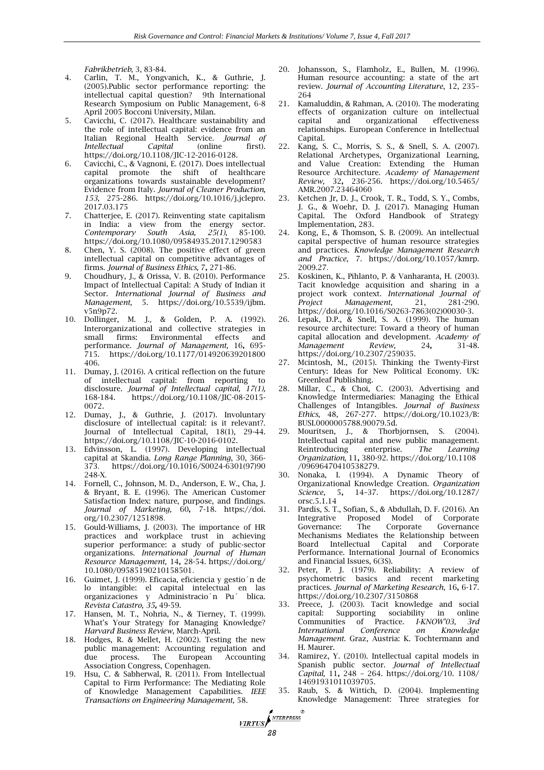*Fabrikbetrieb*, 3, 83-84.

4. Carlin, T. M., Yongvanich, K., & Guthrie, J. (2005).Public sector performance reporting: the intellectual capital question? 9th International Research Symposium on Public Management, 6-8 April 2005 Bocconi University, Milan.
5. Cavicchi, C. (2017). Healthcare sustainability and the role of intellectual capital: evidence from an Italian Regional Health Service. *Journal of Intellectual Capital* (online first). https://doi.org/10.1108/JIC-12-2016-0128.
6. Cavicchi, C., & Vagnoni, E. (2017). Does intellectual capital promote the shift of healthcare organizations towards sustainable development? Evidence from Italy. *Journal of Cleaner Production, 153,* 275-286. https://doi.org/10.1016/j.jclepro.2017.03.175
7. Chatterjee, E. (2017). Reinventing state capitalism in India: a view from the energy sector. *Contemporary South Asia, 25(1),* 85-100. https://doi.org/10.1080/09584935.2017.1290583
8. Chen, Y. S. (2008). The positive effect of green intellectual capital on competitive advantages of firms. *Journal of Business Ethics,* 7**,** 271-86.
9. Choudhury, J., & Orissa, V. B. (2010). Performance Impact of Intellectual Capital: A Study of Indian it Sector. *International Journal of Business and Management,* 5. https://doi.org/10.5539/ijbm.v5n9p72.
10. Dollinger, M. J., & Golden, P. A. (1992). Interorganizational and collective strategies in small firms: Environmental effects and performance. *Journal of Management,* 16**,** 695-715. https://doi.org/10.1177/014920639201800406.
11. Dumay, J. (2016). A critical reflection on the future of intellectual capital: from reporting to disclosure. *Journal of Intellectual capital, 17(1),* 168-184. https://doi.org/10.1108/JIC-08-2015-0072.
12. Dumay, J., & Guthrie, J. (2017). Involuntary disclosure of intellectual capital: is it relevant?. Journal of Intellectual Capital, 18(1), 29-44. https://doi.org/10.1108/JIC-10-2016-0102.
13. Edvinsson, L. (1997). Developing intellectual capital at Skandia. *Long Range Planning*, 30, 366-373. https://doi.org/10.1016/S0024-6301(97)90248-X.
14. Fornell, C., Johnson, M. D., Anderson, E. W., Cha, J. & Bryant, B. E. (1996). The American Customer Satisfaction Index: nature, purpose, and findings. *Journal of Marketing,* 60**,** 7-18. https://doi.org/10.2307/1251898.
15. Gould-Williams, J. (2003). The importance of HR practices and workplace trust in achieving superior performance: a study of public-sector organizations. *International Journal of Human Resource Management,* 14**,** 28-54. https://doi.org/10.1080/09585190210158501.
16. Guimet, J. (1999). Eficacia, eficiencia y gestio´n de lo intangible: el capital intelectual en las organizaciones y Administracio´n Pu´ blica. *Revista Catastro, 35,* 49-59.
17. Hansen, M. T., Nohria, N., & Tierney, T. (1999). What's Your Strategy for Managing Knowledge? *Harvard Business Review,* March-April.
18. Hodges, R. & Mellet, H. (2002). Testing the new public management: Accounting regulation and due process. The European Accounting Association Congress, Copenhagen.
19. Hsu, C. & Sabherwal, R. (2011). From Intellectual Capital to Firm Performance: The Mediating Role of Knowledge Management Capabilities. *IEEE Transactions on Engineering Management,* 58.
20. Johansson, S., Flamholz, E., Bullen, M. (1996). Human resource accounting: a state of the art review. *Journal of Accounting Literature*, 12, 235–264
21. Kamaluddin, & Rahman, A. (2010). The moderating effects of organization culture on intellectual capital and organizational effectiveness relationships. European Conference in Intellectual Capital.
22. Kang, S. C., Morris, S. S., & Snell, S. A. (2007). Relational Archetypes, Organizational Learning, and Value Creation: Extending the Human Resource Architecture. *Academy of Management Review,* 32**,** 236-256. https://doi.org/10.5465/AMR.2007.23464060
23. Ketchen Jr, D. J., Crook, T. R., Todd, S. Y., Combs, J. G., & Woehr, D. J. (2017). Managing Human Capital. The Oxford Handbook of Strategy Implementation, 283.
24. Kong, E., & Thomson, S. B. (2009). An intellectual capital perspective of human resource strategies and practices. *Knowledge Management Research and Practice,* 7. https://doi.org/10.1057/kmrp.2009.27.
25. Koskinen, K., Pihlanto, P. & Vanharanta, H. (2003). Tacit knowledge acquisition and sharing in a project work context. *International Journal of Project Management*, 21, 281-290. https://doi.org/10.1016/S0263-7863(02)00030-3.
26. Lepak, D.P., & Snell, S. A. (1999). The human resource architecture: Toward a theory of human capital allocation and development. *Academy of Management Review,* 24**,** 31-48. https://doi.org/10.2307/259035.
27. Mcintosh, M., (2015). Thinking the Twenty-First Century: Ideas for New Political Economy. UK: Greenleaf Publishing.
28. Millar, C., & Choi, C. (2003). Advertising and Knowledge Intermediaries: Managing the Ethical Challenges of Intangibles. *Journal of Business Ethics*, 48, 267-277. https://doi.org/10.1023/B:BUSI.0000005788.90079.5d.
29. Mouritsen, J., & Thorbjornsen, S. (2004). Intellectual capital and new public management. Reintroducing enterprise. *The Learning Organization,* 11**,** 380-92. https://doi.org/10.1108/09696470410538279.
30. Nonaka, I. (1994). A Dynamic Theory of Organizational Knowledge Creation. *Organization Science,* 5**,** 14–37. https://doi.org/10.1287/orsc.5.1.14
31. Pardis, S. T., Sofian, S., & Abdullah, D. F. (2016). An Integrative Proposed Model of Corporate Governance: The Corporate Governance Mechanisms Mediates the Relationship between Board Intellectual Capital and Corporate Performance. International Journal of Economics and Financial Issues, 6(3S).
32. Peter, P. J. (1979). Reliability: A review of psychometric basics and recent marketing practices. *Journal of Marketing Research,* 16**,** 6-17. https://doi.org/10.2307/3150868
33. Preece, J. (2003). Tacit knowledge and social capital: Supporting sociability in online Communities of Practice. *I-KNOW'03, 3rd International Conference on Knowledge Management.* Graz, Austria: K. Tochtermann and H. Maurer.
34. Ramirez, Y. (2010). Intellectual capital models in Spanish public sector. *Journal of Intellectual Capital,* 11**,** 248 – 264. https://doi.org/10. 1108/14691931011039705.
35. Raub, S. & Wittich, D. (2004). Implementing Knowledge Management: Three strategies for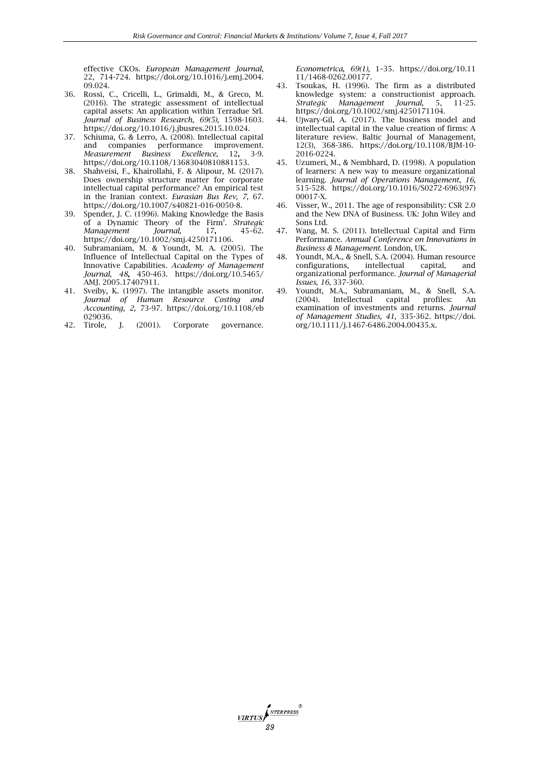effective CKOs. *European Management Journal*, 22, 714-724. https://doi.org/10.1016/j.emj.2004.09.024.

36. Rossi, C., Cricelli, L., Grimaldi, M., & Greco, M. (2016). The strategic assessment of intellectual capital assets: An application within Terradue Srl. *Journal of Business Research, 69(5),* 1598-1603. https://doi.org/10.1016/j.jbusres.2015.10.024.
37. Schiuma, G. & Lerro, A. (2008). Intellectual capital and companies performance improvement. *Measurement Business Excellence,* 12**,** 3-9. https://doi.org/10.1108/13683040810881153.
38. Shahveisi, F., Khairollahi, F. & Alipour, M. (2017). Does ownership structure matter for corporate intellectual capital performance? An empirical test in the Iranian context. *Eurasian Bus Rev, 7,* 67. https://doi.org/10.1007/s40821-016-0050-8.
39. Spender, J. C. (1996). Making Knowledge the Basis of a Dynamic Theory of the Firm'. *Strategic Management Journal,* 17**,** 45–62. https://doi.org/10.1002/smj.4250171106.
40. Subramaniam, M. & Youndt, M. A. (2005). The Influence of Intellectual Capital on the Types of Innovative Capabilities. *Academy of Management Journal, 48,* 450-463. https://doi.org/10.5465/AMJ. 2005.17407911.
41. Sveiby, K. (1997). The intangible assets monitor. *Journal of Human Resource Costing and Accounting, 2,* 73-97. https://doi.org/10.1108/eb029036.
42. Tirole, J. (2001). Corporate governance. *Econometrica, 69(1),* 1–35. https://doi.org/10.1111/1468-0262.00177.
43. Tsoukas, H. (1996). The firm as a distributed knowledge system: a constructionist approach. *Strategic Management Journal*, 5, 11-25. https://doi.org/10.1002/smj.4250171104.
44. Ujwary-Gil, A. (2017). The business model and intellectual capital in the value creation of firms: A literature review. Baltic Journal of Management, 12(3), 368-386. https://doi.org/10.1108/BJM-10-2016-0224.
45. Uzumeri, M., & Nembhard, D. (1998). A population of learners: A new way to measure organizational learning. *Journal of Operations Management*, *16*, 515-528. https://doi.org/10.1016/S0272-6963(97)00017-X.
46. Visser, W., 2011. The age of responsibility: CSR 2.0 and the New DNA of Business. UK: John Wiley and Sons Ltd.
47. Wang, M. S. (2011). Intellectual Capital and Firm Performance. *Annual Conference on Innovations in Business & Management*. London, UK.
48. Youndt, M.A., & Snell, S.A. (2004). Human resource configurations, intellectual capital, and organizational performance. *Journal of Managerial Issues*, *16,* 337-360.
49. Youndt, M.A., Subramaniam, M., & Snell, S.A. (2004). Intellectual capital profiles: An examination of investments and returns. *Journal of Management Studies, 41,* 335-362. https://doi.org/10.1111/j.1467-6486.2004.00435.x.